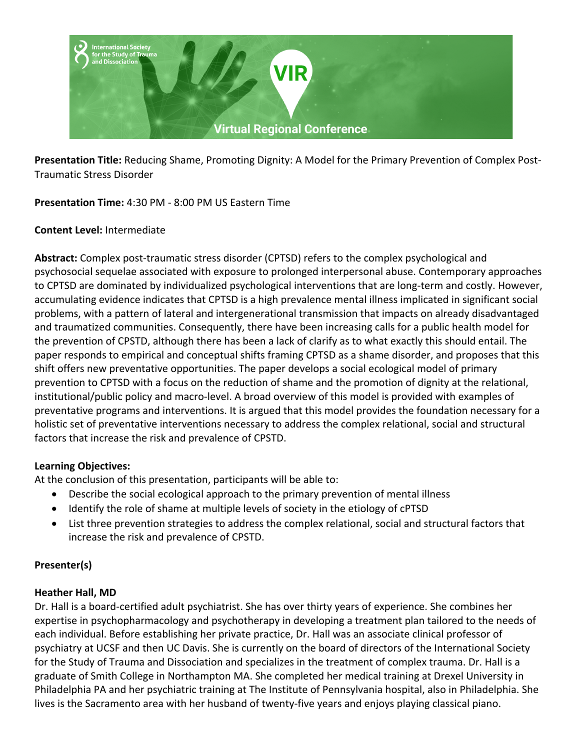International Society for the Study of Trauma and Dissociation

VIR

Virtual Regional Conference

**Presentation Title:** Reducing Shame, Promoting Dignity: A Model for the Primary Prevention of Complex Post-Traumatic Stress Disorder

**Presentation Time:** 4:30 PM - 8:00 PM US Eastern Time

**Content Level:** Intermediate

**Abstract:** Complex post-traumatic stress disorder (CPTSD) refers to the complex psychological and psychosocial sequelae associated with exposure to prolonged interpersonal abuse. Contemporary approaches to CPTSD are dominated by individualized psychological interventions that are long-term and costly. However, accumulating evidence indicates that CPTSD is a high prevalence mental illness implicated in significant social problems, with a pattern of lateral and intergenerational transmission that impacts on already disadvantaged and traumatized communities. Consequently, there have been increasing calls for a public health model for the prevention of CPSTD, although there has been a lack of clarify as to what exactly this should entail. The paper responds to empirical and conceptual shifts framing CPTSD as a shame disorder, and proposes that this shift offers new preventative opportunities. The paper develops a social ecological model of primary prevention to CPTSD with a focus on the reduction of shame and the promotion of dignity at the relational, institutional/public policy and macro-level. A broad overview of this model is provided with examples of preventative programs and interventions. It is argued that this model provides the foundation necessary for a holistic set of preventative interventions necessary to address the complex relational, social and structural factors that increase the risk and prevalence of CPSTD.

**Learning Objectives:**

At the conclusion of this presentation, participants will be able to:

- Describe the social ecological approach to the primary prevention of mental illness
- Identify the role of shame at multiple levels of society in the etiology of cPTSD
- List three prevention strategies to address the complex relational, social and structural factors that increase the risk and prevalence of CPSTD.

**Presenter(s)**

**Heather Hall, MD**

Dr. Hall is a board-certified adult psychiatrist. She has over thirty years of experience. She combines her expertise in psychopharmacology and psychotherapy in developing a treatment plan tailored to the needs of each individual. Before establishing her private practice, Dr. Hall was an associate clinical professor of psychiatry at UCSF and then UC Davis. She is currently on the board of directors of the International Society for the Study of Trauma and Dissociation and specializes in the treatment of complex trauma. Dr. Hall is a graduate of Smith College in Northampton MA. She completed her medical training at Drexel University in Philadelphia PA and her psychiatric training at The Institute of Pennsylvania hospital, also in Philadelphia. She lives is the Sacramento area with her husband of twenty-five years and enjoys playing classical piano.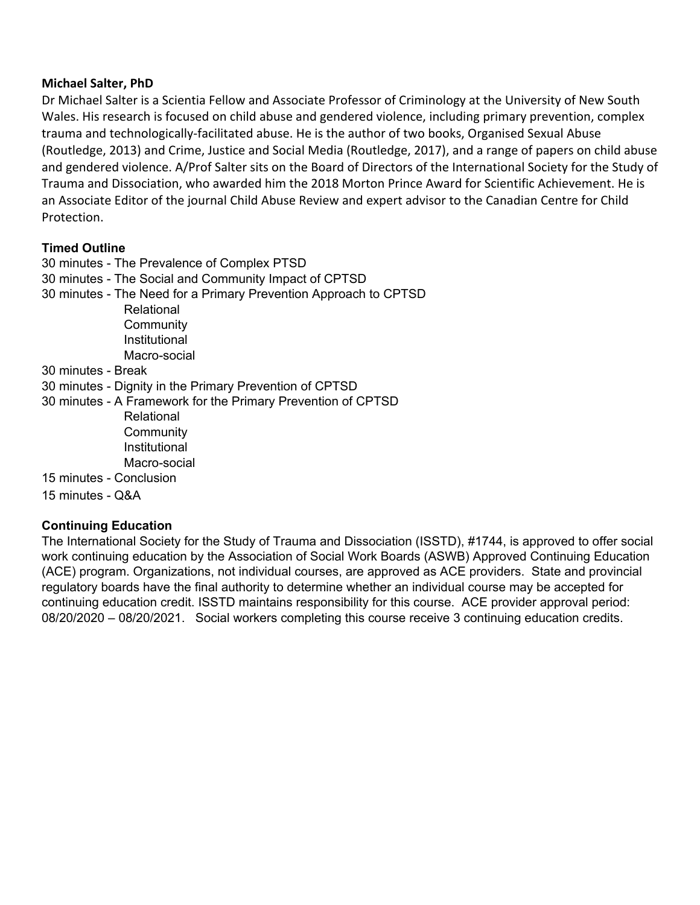**Michael Salter, PhD**

Dr Michael Salter is a Scientia Fellow and Associate Professor of Criminology at the University of New South Wales. His research is focused on child abuse and gendered violence, including primary prevention, complex trauma and technologically-facilitated abuse. He is the author of two books, Organised Sexual Abuse (Routledge, 2013) and Crime, Justice and Social Media (Routledge, 2017), and a range of papers on child abuse and gendered violence. A/Prof Salter sits on the Board of Directors of the International Society for the Study of Trauma and Dissociation, who awarded him the 2018 Morton Prince Award for Scientific Achievement. He is an Associate Editor of the journal Child Abuse Review and expert advisor to the Canadian Centre for Child Protection.

**Timed Outline**

30 minutes - The Prevalence of Complex PTSD
30 minutes - The Social and Community Impact of CPTSD
30 minutes - The Need for a Primary Prevention Approach to CPTSD
- Relational
- Community
- Institutional
- Macro-social

30 minutes - Break
30 minutes - Dignity in the Primary Prevention of CPTSD
30 minutes - A Framework for the Primary Prevention of CPTSD
- Relational
- Community
- Institutional
- Macro-social

15 minutes - Conclusion
15 minutes - Q&A

**Continuing Education**

The International Society for the Study of Trauma and Dissociation (ISSTD), #1744, is approved to offer social work continuing education by the Association of Social Work Boards (ASWB) Approved Continuing Education (ACE) program. Organizations, not individual courses, are approved as ACE providers. State and provincial regulatory boards have the final authority to determine whether an individual course may be accepted for continuing education credit. ISSTD maintains responsibility for this course. ACE provider approval period: 08/20/2020 – 08/20/2021. Social workers completing this course receive 3 continuing education credits.